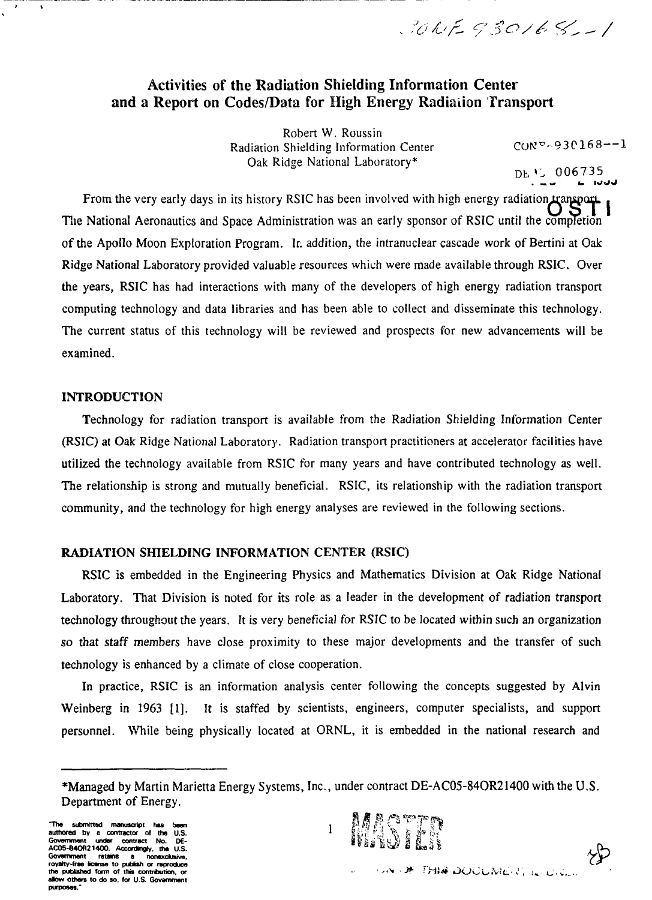# Activities of the Radiation Shielding Information Center and a Report on Codes/Data for High Energy Radiation Transport

Robert W. Roussin
Radiation Shielding Information Center
Oak Ridge National Laboratory*

CONF-930168--1

DE 006735

From the very early days in its history RSIC has been involved with high energy radiation transport. The National Aeronautics and Space Administration was an early sponsor of RSIC until the completion of the Apollo Moon Exploration Program. In addition, the intranuclear cascade work of Bertini at Oak Ridge National Laboratory provided valuable resources which were made available through RSIC. Over the years, RSIC has had interactions with many of the developers of high energy radiation transport computing technology and data libraries and has been able to collect and disseminate this technology. The current status of this technology will be reviewed and prospects for new advancements will be examined.

## INTRODUCTION

Technology for radiation transport is available from the Radiation Shielding Information Center (RSIC) at Oak Ridge National Laboratory. Radiation transport practitioners at accelerator facilities have utilized the technology available from RSIC for many years and have contributed technology as well. The relationship is strong and mutually beneficial. RSIC, its relationship with the radiation transport community, and the technology for high energy analyses are reviewed in the following sections.

## RADIATION SHIELDING INFORMATION CENTER (RSIC)

RSIC is embedded in the Engineering Physics and Mathematics Division at Oak Ridge National Laboratory. That Division is noted for its role as a leader in the development of radiation transport technology throughout the years. It is very beneficial for RSIC to be located within such an organization so that staff members have close proximity to these major developments and the transfer of such technology is enhanced by a climate of close cooperation.

In practice, RSIC is an information analysis center following the concepts suggested by Alvin Weinberg in 1963 [1]. It is staffed by scientists, engineers, computer specialists, and support personnel. While being physically located at ORNL, it is embedded in the national research and

*Managed by Martin Marietta Energy Systems, Inc., under contract DE-AC05-84OR21400 with the U.S. Department of Energy.

"The submitted manuscript has been authored by a contractor of the U.S. Government under contract No. DE-AC05-84OR21400. Accordingly, the U.S. Government retains a nonexclusive, royalty-free license to publish or reproduce the published form of this contribution, or allow others to do so, for U.S. Government purposes."

MASTER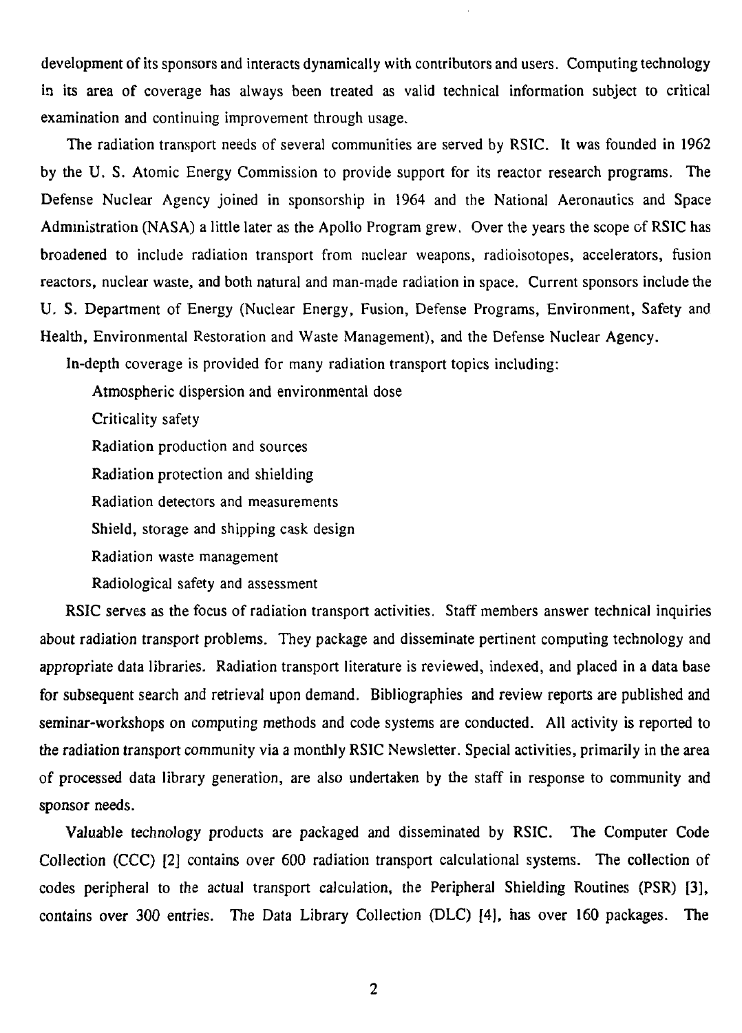development of its sponsors and interacts dynamically with contributors and users. Computing technology in its area of coverage has always been treated as valid technical information subject to critical examination and continuing improvement through usage.

The radiation transport needs of several communities are served by RSIC. It was founded in 1962 by the U. S. Atomic Energy Commission to provide support for its reactor research programs. The Defense Nuclear Agency joined in sponsorship in 1964 and the National Aeronautics and Space Administration (NASA) a little later as the Apollo Program grew. Over the years the scope of RSIC has broadened to include radiation transport from nuclear weapons, radioisotopes, accelerators, fusion reactors, nuclear waste, and both natural and man-made radiation in space. Current sponsors include the U. S. Department of Energy (Nuclear Energy, Fusion, Defense Programs, Environment, Safety and Health, Environmental Restoration and Waste Management), and the Defense Nuclear Agency.

In-depth coverage is provided for many radiation transport topics including:

- Atmospheric dispersion and environmental dose
- Criticality safety
- Radiation production and sources
- Radiation protection and shielding
- Radiation detectors and measurements
- Shield, storage and shipping cask design
- Radiation waste management
- Radiological safety and assessment

RSIC serves as the focus of radiation transport activities. Staff members answer technical inquiries about radiation transport problems. They package and disseminate pertinent computing technology and appropriate data libraries. Radiation transport literature is reviewed, indexed, and placed in a data base for subsequent search and retrieval upon demand. Bibliographies and review reports are published and seminar-workshops on computing methods and code systems are conducted. All activity is reported to the radiation transport community via a monthly RSIC Newsletter. Special activities, primarily in the area of processed data library generation, are also undertaken by the staff in response to community and sponsor needs.

Valuable technology products are packaged and disseminated by RSIC. The Computer Code Collection (CCC) [2] contains over 600 radiation transport calculational systems. The collection of codes peripheral to the actual transport calculation, the Peripheral Shielding Routines (PSR) [3], contains over 300 entries. The Data Library Collection (DLC) [4], has over 160 packages. The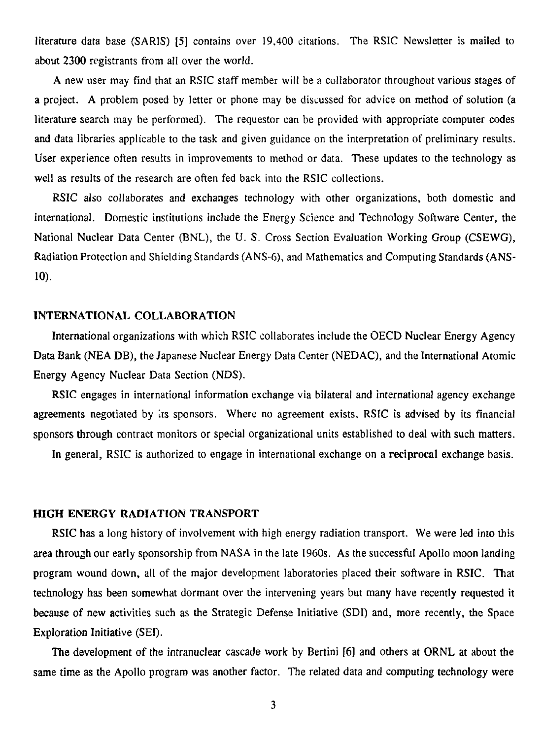literature data base (SARIS) [5] contains over 19,400 citations. The RSIC Newsletter is mailed to about 2300 registrants from all over the world.

A new user may find that an RSIC staff member will be a collaborator throughout various stages of a project. A problem posed by letter or phone may be discussed for advice on method of solution (a literature search may be performed). The requestor can be provided with appropriate computer codes and data libraries applicable to the task and given guidance on the interpretation of preliminary results. User experience often results in improvements to method or data. These updates to the technology as well as results of the research are often fed back into the RSIC collections.

RSIC also collaborates and exchanges technology with other organizations, both domestic and international. Domestic institutions include the Energy Science and Technology Software Center, the National Nuclear Data Center (BNL), the U. S. Cross Section Evaluation Working Group (CSEWG), Radiation Protection and Shielding Standards (ANS-6), and Mathematics and Computing Standards (ANS-10).

## INTERNATIONAL COLLABORATION

International organizations with which RSIC collaborates include the OECD Nuclear Energy Agency Data Bank (NEA DB), the Japanese Nuclear Energy Data Center (NEDAC), and the International Atomic Energy Agency Nuclear Data Section (NDS).

RSIC engages in international information exchange via bilateral and international agency exchange agreements negotiated by its sponsors. Where no agreement exists, RSIC is advised by its financial sponsors through contract monitors or special organizational units established to deal with such matters.

In general, RSIC is authorized to engage in international exchange on a **reciprocal** exchange basis.

## HIGH ENERGY RADIATION TRANSPORT

RSIC has a long history of involvement with high energy radiation transport. We were led into this area through our early sponsorship from NASA in the late 1960s. As the successful Apollo moon landing program wound down, all of the major development laboratories placed their software in RSIC. That technology has been somewhat dormant over the intervening years but many have recently requested it because of new activities such as the Strategic Defense Initiative (SDI) and, more recently, the Space Exploration Initiative (SEI).

The development of the intranuclear cascade work by Bertini [6] and others at ORNL at about the same time as the Apollo program was another factor. The related data and computing technology were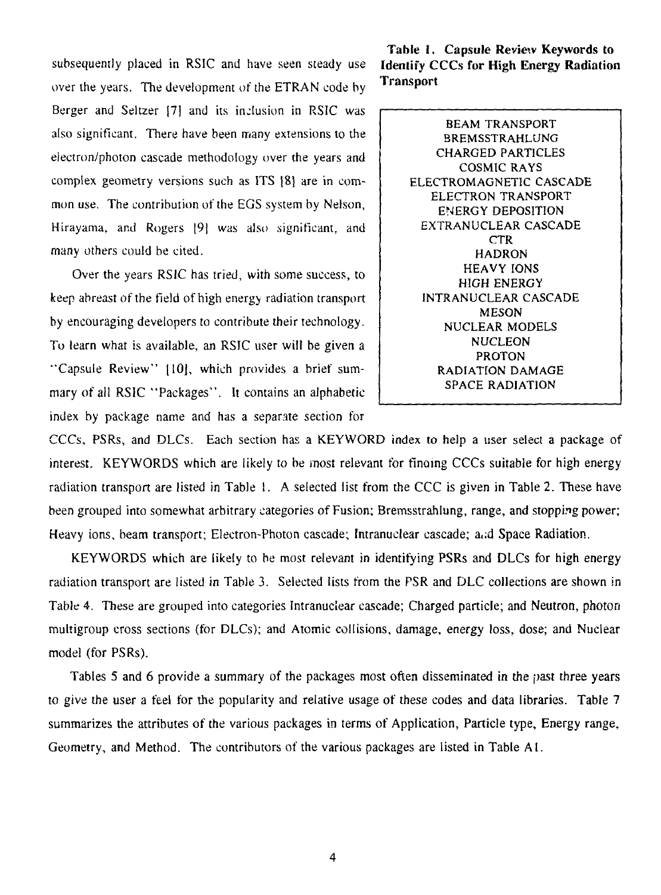subsequently placed in RSIC and have seen steady use over the years. The development of the ETRAN code by Berger and Seltzer [7] and its inclusion in RSIC was also significant. There have been many extensions to the electron/photon cascade methodology over the years and complex geometry versions such as ITS [8] are in common use. The contribution of the EGS system by Nelson, Hirayama, and Rogers [9] was also significant, and many others could be cited.

Over the years RSIC has tried, with some success, to keep abreast of the field of high energy radiation transport by encouraging developers to contribute their technology. To learn what is available, an RSIC user will be given a "Capsule Review" [10], which provides a brief summary of all RSIC "Packages". It contains an alphabetic index by package name and has a separate section for CCCs, PSRs, and DLCs. Each section has a KEYWORD index to help a user select a package of interest. KEYWORDS which are likely to be most relevant for finding CCCs suitable for high energy radiation transport are listed in Table 1. A selected list from the CCC is given in Table 2. These have been grouped into somewhat arbitrary categories of Fusion; Bremsstrahlung, range, and stopping power; Heavy ions, beam transport; Electron-Photon cascade; Intranuclear cascade; and Space Radiation.

**Table 1. Capsule Review Keywords to Identify CCCs for High Energy Radiation Transport**

| |
|---|
| BEAM TRANSPORT |
| BREMSSTRAHLUNG |
| CHARGED PARTICLES |
| COSMIC RAYS |
| ELECTROMAGNETIC CASCADE |
| ELECTRON TRANSPORT |
| ENERGY DEPOSITION |
| EXTRANUCLEAR CASCADE |
| CTR |
| HADRON |
| HEAVY IONS |
| HIGH ENERGY |
| INTRANUCLEAR CASCADE |
| MESON |
| NUCLEAR MODELS |
| NUCLEON |
| PROTON |
| RADIATION DAMAGE |
| SPACE RADIATION |

KEYWORDS which are likely to be most relevant in identifying PSRs and DLCs for high energy radiation transport are listed in Table 3. Selected lists from the PSR and DLC collections are shown in Table 4. These are grouped into categories Intranuclear cascade; Charged particle; and Neutron, photon multigroup cross sections (for DLCs); and Atomic collisions, damage, energy loss, dose; and Nuclear model (for PSRs).

Tables 5 and 6 provide a summary of the packages most often disseminated in the past three years to give the user a feel for the popularity and relative usage of these codes and data libraries. Table 7 summarizes the attributes of the various packages in terms of Application, Particle type, Energy range, Geometry, and Method. The contributors of the various packages are listed in Table A1.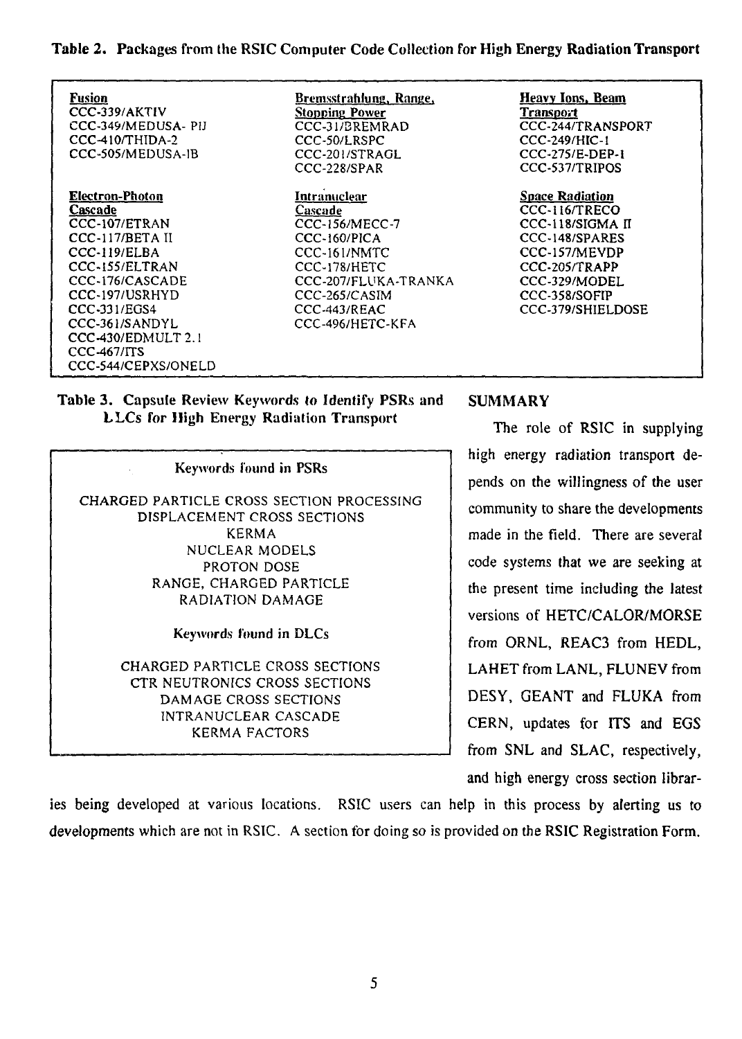**Table 2. Packages from the RSIC Computer Code Collection for High Energy Radiation Transport**

| Fusion | Bremsstrahlung, Range, Stopping Power | Heavy Ions, Beam Transport |
|---|---|---|
| CCC-339/AKTIV | CCC-31/BREMRAD | CCC-244/TRANSPORT |
| CCC-349/MEDUSA- PIJ | CCC-50/LRSPC | CCC-249/HIC-1 |
| CCC-410/THIDA-2 | CCC-201/STRAGL | CCC-275/E-DEP-1 |
| CCC-505/MEDUSA-IB | CCC-228/SPAR | CCC-537/TRIPOS |
| **Electron-Photon Cascade** | **Intranuclear Cascade** | **Space Radiation** |
| CCC-107/ETRAN | CCC-156/MECC-7 | CCC-116/TRECO |
| CCC-117/BETA II | CCC-160/PICA | CCC-118/SIGMA II |
| CCC-119/ELBA | CCC-161/NMTC | CCC-148/SPARES |
| CCC-155/ELTRAN | CCC-178/HETC | CCC-157/MEVDP |
| CCC-176/CASCADE | CCC-207/FLUKA-TRANKA | CCC-205/TRAPP |
| CCC-197/USRHYD | CCC-265/CASIM | CCC-329/MODEL |
| CCC-331/EGS4 | CCC-443/REAC | CCC-358/SOFIP |
| CCC-361/SANDYL | CCC-496/HETC-KFA | CCC-379/SHIELDOSE |
| CCC-430/EDMULT 2.1 | | |
| CCC-467/ITS | | |
| CCC-544/CEPXS/ONELD | | |

**Table 3. Capsule Review Keywords to Identify PSRs and DLCs for High Energy Radiation Transport**

Keywords found in PSRs

CHARGED PARTICLE CROSS SECTION PROCESSING
DISPLACEMENT CROSS SECTIONS
KERMA
NUCLEAR MODELS
PROTON DOSE
RANGE, CHARGED PARTICLE
RADIATION DAMAGE

Keywords found in DLCs

CHARGED PARTICLE CROSS SECTIONS
CTR NEUTRONICS CROSS SECTIONS
DAMAGE CROSS SECTIONS
INTRANUCLEAR CASCADE
KERMA FACTORS

## SUMMARY

The role of RSIC in supplying high energy radiation transport depends on the willingness of the user community to share the developments made in the field. There are several code systems that we are seeking at the present time including the latest versions of HETC/CALOR/MORSE from ORNL, REAC3 from HEDL, LAHET from LANL, FLUNEV from DESY, GEANT and FLUKA from CERN, updates for ITS and EGS from SNL and SLAC, respectively, and high energy cross section libraries being developed at various locations. RSIC users can help in this process by alerting us to developments which are not in RSIC. A section for doing so is provided on the RSIC Registration Form.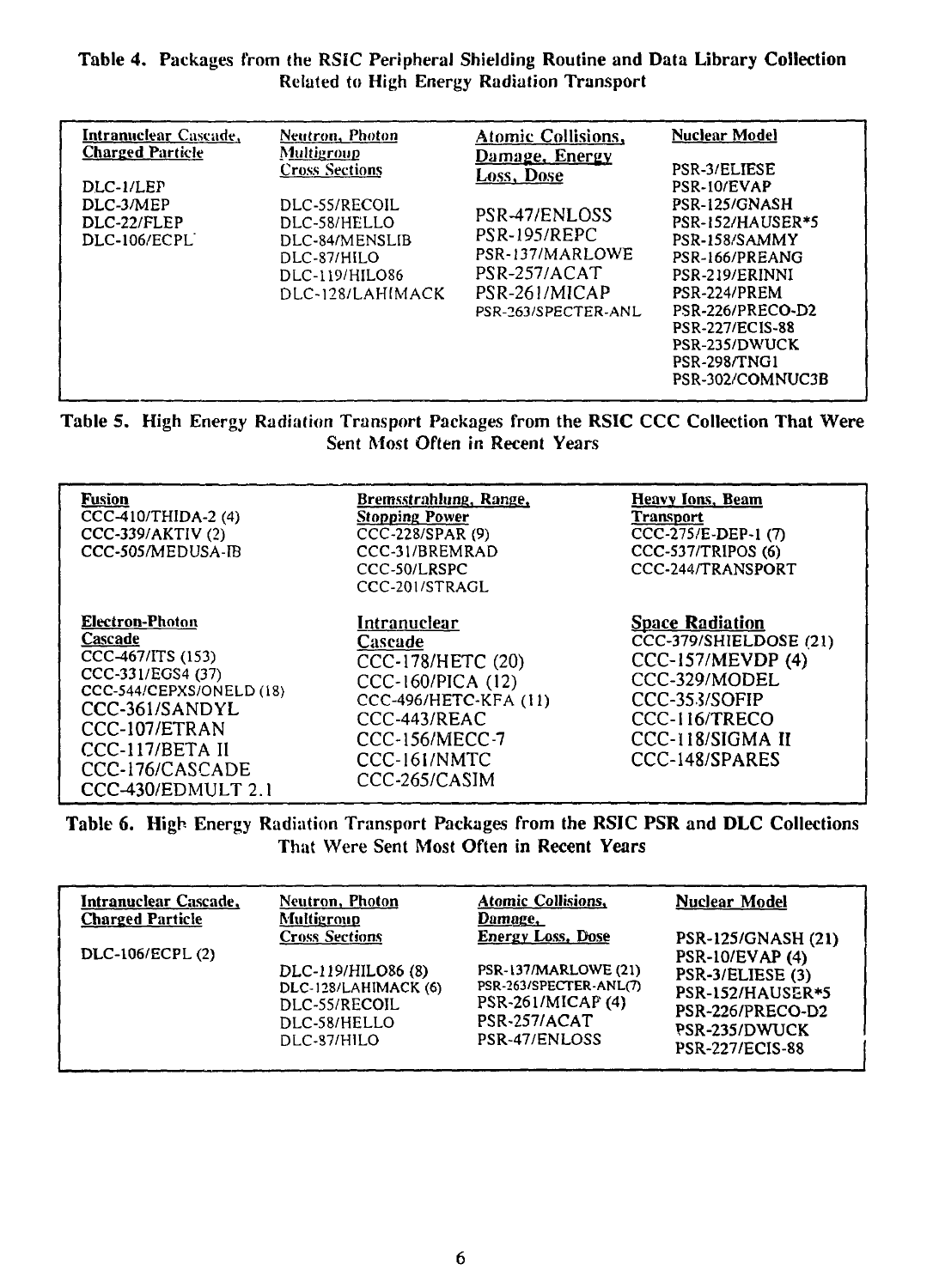**Table 4. Packages from the RSIC Peripheral Shielding Routine and Data Library Collection Related to High Energy Radiation Transport**

| Intranuclear Cascade, Charged Particle | Neutron, Photon Multigroup Cross Sections | Atomic Collisions, Damage, Energy Loss, Dose | Nuclear Model |
|---|---|---|---|
| DLC-1/LEP | DLC-55/RECOIL | PSR-47/ENLOSS | PSR-3/ELIESE |
| DLC-3/MEP | DLC-58/HELLO | PSR-195/REPC | PSR-10/EVAP |
| DLC-22/FLEP | DLC-84/MENSLIB | PSR-137/MARLOWE | PSR-125/GNASH |
| DLC-106/ECPL | DLC-87/HILO | PSR-257/ACAT | PSR-152/HAUSER*5 |
| | DLC-119/HILO86 | PSR-261/MICAP | PSR-158/SAMMY |
| | DLC-128/LAHIMACK | PSR-263/SPECTER-ANL | PSR-166/PREANG |
| | | | PSR-219/ERINNI |
| | | | PSR-224/PREM |
| | | | PSR-226/PRECO-D2 |
| | | | PSR-227/ECIS-88 |
| | | | PSR-235/DWUCK |
| | | | PSR-298/TNG1 |
| | | | PSR-302/COMNUC3B |

**Table 5. High Energy Radiation Transport Packages from the RSIC CCC Collection That Were Sent Most Often in Recent Years**

| Fusion | Bremsstrahlung, Range, Stopping Power | Heavy Ions, Beam Transport |
|---|---|---|
| CCC-410/THIDA-2 (4) | CCC-228/SPAR (9) | CCC-275/E-DEP-1 (7) |
| CCC-339/AKTIV (2) | CCC-31/BREMRAD | CCC-537/TRIPOS (6) |
| CCC-505/MEDUSA-IB | CCC-50/LRSPC | CCC-244/TRANSPORT |
| | CCC-201/STRAGL | |
| **Electron-Photon Cascade** | **Intranuclear Cascade** | **Space Radiation** |
| CCC-467/ITS (153) | CCC-178/HETC (20) | CCC-379/SHIELDOSE (21) |
| CCC-331/EGS4 (37) | CCC-160/PICA (12) | CCC-157/MEVDP (4) |
| CCC-544/CEPXS/ONELD (18) | CCC-496/HETC-KFA (11) | CCC-329/MODEL |
| CCC-361/SANDYL | CCC-443/REAC | CCC-353/SOFIP |
| CCC-107/ETRAN | CCC-156/MECC-7 | CCC-116/TRECO |
| CCC-117/BETA II | CCC-161/NMTC | CCC-118/SIGMA II |
| CCC-176/CASCADE | CCC-265/CASIM | CCC-148/SPARES |
| CCC-430/EDMULT 2.1 | | |

**Table 6. High Energy Radiation Transport Packages from the RSIC PSR and DLC Collections That Were Sent Most Often in Recent Years**

| Intranuclear Cascade, Charged Particle | Neutron, Photon Multigroup Cross Sections | Atomic Collisions, Damage, Energy Loss, Dose | Nuclear Model |
|---|---|---|---|
| DLC-106/ECPL (2) | DLC-119/HILO86 (8) | PSR-137/MARLOWE (21) | PSR-125/GNASH (21) |
| | DLC-128/LAHIMACK (6) | PSR-263/SPECTER-ANL(7) | PSR-10/EVAP (4) |
| | DLC-55/RECOIL | PSR-261/MICAP (4) | PSR-3/ELIESE (3) |
| | DLC-58/HELLO | PSR-257/ACAT | PSR-152/HAUSER*5 |
| | DLC-87/HILO | PSR-47/ENLOSS | PSR-226/PRECO-D2 |
| | | | PSR-235/DWUCK |
| | | | PSR-227/ECIS-88 |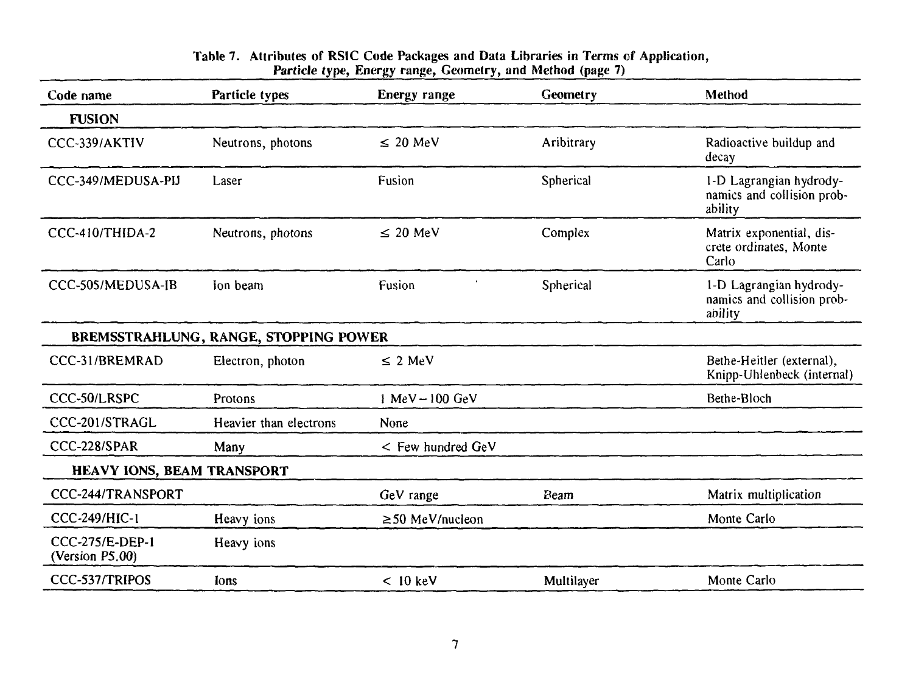**Table 7. Attributes of RSIC Code Packages and Data Libraries in Terms of Application, *Particle type*, Energy range, Geometry, and Method (page 7)**

| Code name | Particle types | Energy range | Geometry | Method |
|---|---|---|---|---|
| **FUSION** | | | | |
| CCC-339/AKTIV | Neutrons, photons | ≤ 20 MeV | Aribitrary | Radioactive buildup and decay |
| CCC-349/MEDUSA-PIJ | Laser | Fusion | Spherical | 1-D Lagrangian hydrodynamics and collision probability |
| CCC-410/THIDA-2 | Neutrons, photons | ≤ 20 MeV | Complex | Matrix exponential, discrete ordinates, Monte Carlo |
| CCC-505/MEDUSA-IB | Ion beam | Fusion | Spherical | 1-D Lagrangian hydrodynamics and collision probability |
| **BREMSSTRAHLUNG, RANGE, STOPPING POWER** | | | | |
| CCC-31/BREMRAD | Electron, photon | ≤ 2 MeV | | Bethe-Heitler (external), Knipp-Uhlenbeck (internal) |
| CCC-50/LRSPC | Protons | 1 MeV – 100 GeV | | Bethe-Bloch |
| CCC-201/STRAGL | Heavier than electrons | None | | |
| CCC-228/SPAR | Many | < Few hundred GeV | | |
| **HEAVY IONS, BEAM TRANSPORT** | | | | |
| CCC-244/TRANSPORT | | GeV range | Beam | Matrix multiplication |
| CCC-249/HIC-1 | Heavy ions | ≥50 MeV/nucleon | | Monte Carlo |
| CCC-275/E-DEP-1 (Version P5.00) | Heavy ions | | | |
| CCC-537/TRIPOS | Ions | < 10 keV | Multilayer | Monte Carlo |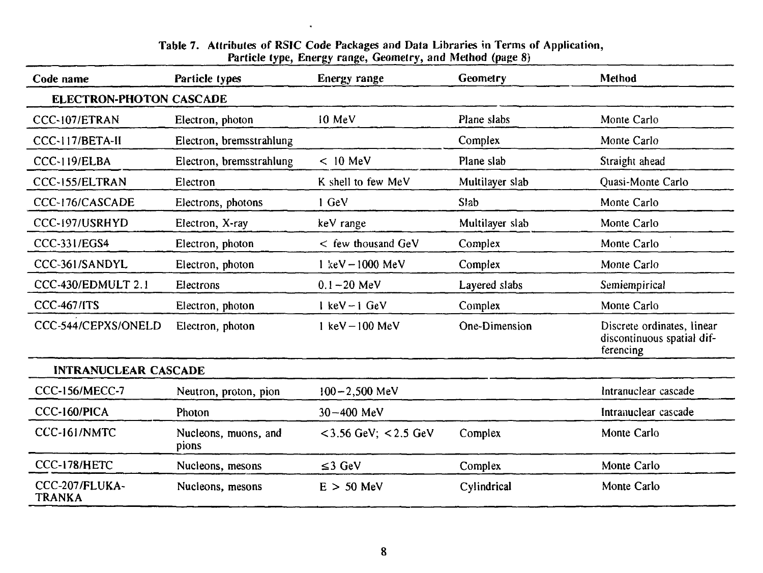**Table 7. Attributes of RSIC Code Packages and Data Libraries in Terms of Application, Particle type, Energy range, Geometry, and Method (page 8)**

| Code name | Particle types | Energy range | Geometry | Method |
|---|---|---|---|---|
| **ELECTRON-PHOTON CASCADE** | | | | |
| CCC-107/ETRAN | Electron, photon | 10 MeV | Plane slabs | Monte Carlo |
| CCC-117/BETA-II | Electron, bremsstrahlung | | Complex | Monte Carlo |
| CCC-119/ELBA | Electron, bremsstrahlung | < 10 MeV | Plane slab | Straight ahead |
| CCC-155/ELTRAN | Electron | K shell to few MeV | Multilayer slab | Quasi-Monte Carlo |
| CCC-176/CASCADE | Electrons, photons | 1 GeV | Slab | Monte Carlo |
| CCC-197/USRHYD | Electron, X-ray | keV range | Multilayer slab | Monte Carlo |
| CCC-331/EGS4 | Electron, photon | < few thousand GeV | Complex | Monte Carlo |
| CCC-361/SANDYL | Electron, photon | 1 keV – 1000 MeV | Complex | Monte Carlo |
| CCC-430/EDMULT 2.1 | Electrons | 0.1 – 20 MeV | Layered slabs | Semiempirical |
| CCC-467/ITS | Electron, photon | 1 keV – 1 GeV | Complex | Monte Carlo |
| CCC-544/CEPXS/ONELD | Electron, photon | 1 keV – 100 MeV | One-Dimension | Discrete ordinates, linear discontinuous spatial differencing |
| **INTRANUCLEAR CASCADE** | | | | |
| CCC-156/MECC-7 | Neutron, proton, pion | 100 – 2,500 MeV | | Intranuclear cascade |
| CCC-160/PICA | Photon | 30 – 400 MeV | | Intranuclear cascade |
| CCC-161/NMTC | Nucleons, muons, and pions | < 3.56 GeV; < 2.5 GeV | Complex | Monte Carlo |
| CCC-178/HETC | Nucleons, mesons | ≤ 3 GeV | Complex | Monte Carlo |
| CCC-207/FLUKA-TRANKA | Nucleons, mesons | E > 50 MeV | Cylindrical | Monte Carlo |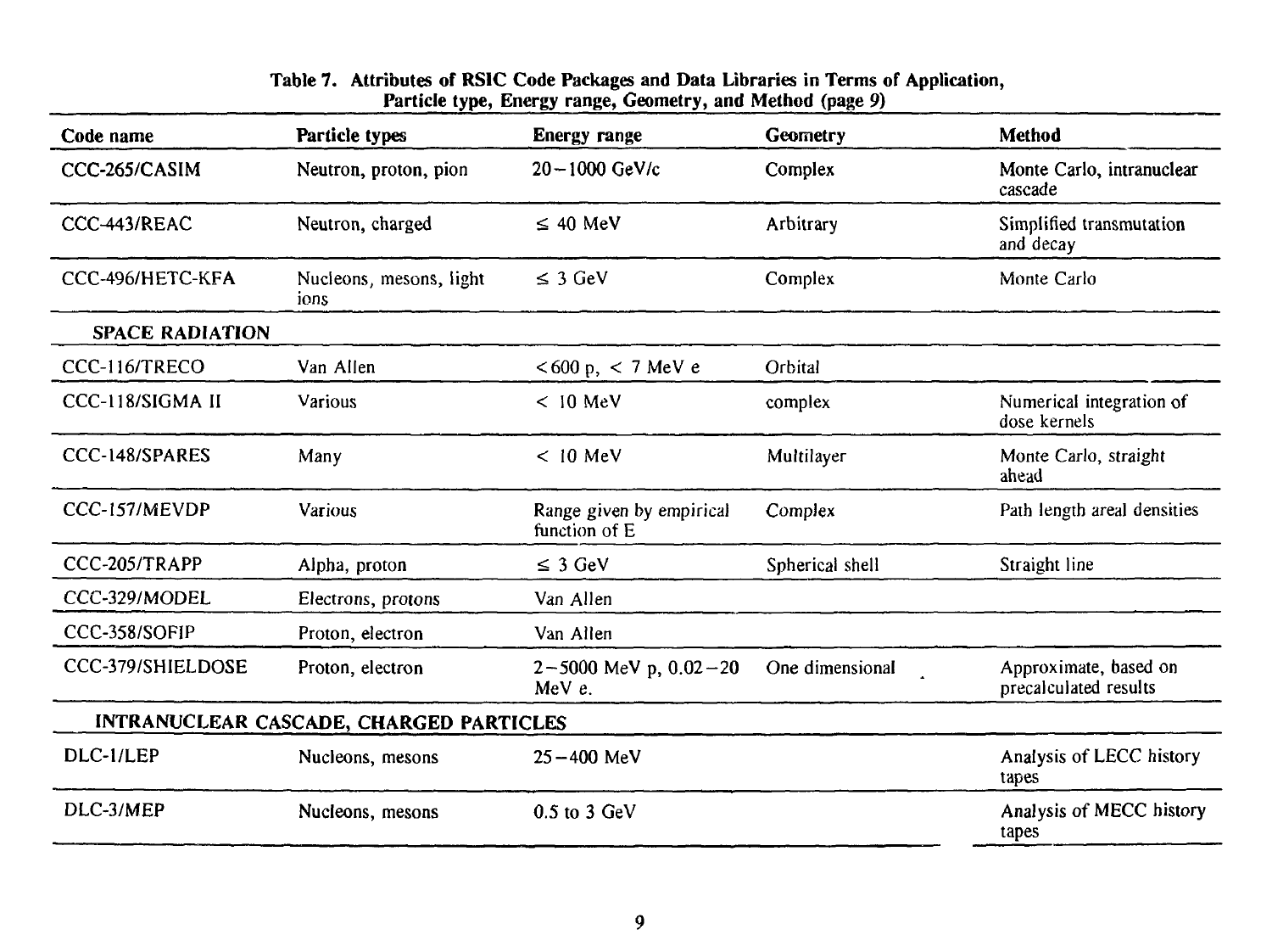**Table 7. Attributes of RSIC Code Packages and Data Libraries in Terms of Application, Particle type, Energy range, Geometry, and Method (page 9)**

| Code name | Particle types | Energy range | Geometry | Method |
|---|---|---|---|---|
| CCC-265/CASIM | Neutron, proton, pion | 20–1000 GeV/c | Complex | Monte Carlo, intranuclear cascade |
| CCC-443/REAC | Neutron, charged | ≤ 40 MeV | Arbitrary | Simplified transmutation and decay |
| CCC-496/HETC-KFA | Nucleons, mesons, light ions | ≤ 3 GeV | Complex | Monte Carlo |
| **SPACE RADIATION** | | | | |
| CCC-116/TRECO | Van Allen | < 600 p, < 7 MeV e | Orbital | |
| CCC-118/SIGMA II | Various | < 10 MeV | complex | Numerical integration of dose kernels |
| CCC-148/SPARES | Many | < 10 MeV | Multilayer | Monte Carlo, straight ahead |
| CCC-157/MEVDP | Various | Range given by empirical function of E | Complex | Path length areal densities |
| CCC-205/TRAPP | Alpha, proton | ≤ 3 GeV | Spherical shell | Straight line |
| CCC-329/MODEL | Electrons, protons | Van Allen | | |
| CCC-358/SOFIP | Proton, electron | Van Allen | | |
| CCC-379/SHIELDOSE | Proton, electron | 2–5000 MeV p, 0.02–20 MeV e. | One dimensional | Approximate, based on precalculated results |
| **INTRANUCLEAR CASCADE, CHARGED PARTICLES** | | | | |
| DLC-1/LEP | Nucleons, mesons | 25–400 MeV | | Analysis of LECC history tapes |
| DLC-3/MEP | Nucleons, mesons | 0.5 to 3 GeV | | Analysis of MECC history tapes |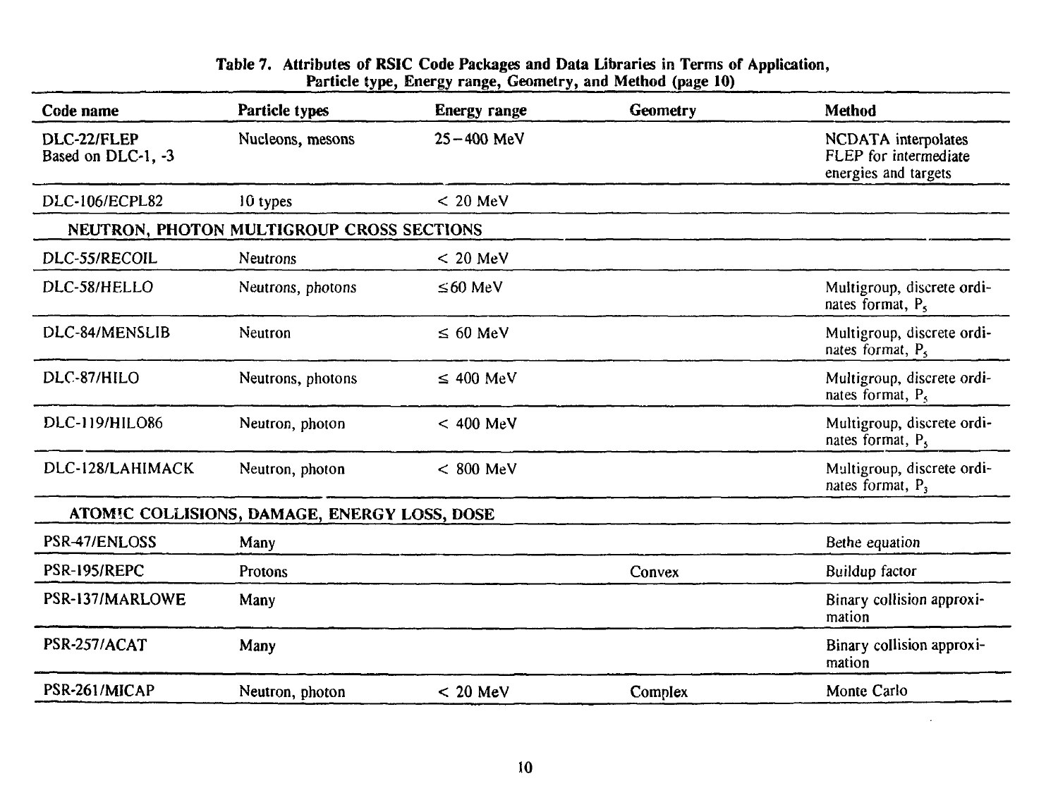**Table 7. Attributes of RSIC Code Packages and Data Libraries in Terms of Application, Particle type, Energy range, Geometry, and Method (page 10)**

| Code name | Particle types | Energy range | Geometry | Method |
|---|---|---|---|---|
| DLC-22/FLEP Based on DLC-1, -3 | Nucleons, mesons | 25–400 MeV | | NCDATA interpolates FLEP for intermediate energies and targets |
| DLC-106/ECPL82 | 10 types | < 20 MeV | | |
| **NEUTRON, PHOTON MULTIGROUP CROSS SECTIONS** | | | | |
| DLC-55/RECOIL | Neutrons | < 20 MeV | | |
| DLC-58/HELLO | Neutrons, photons | ≤60 MeV | | Multigroup, discrete ordinates format, $P_5$ |
| DLC-84/MENSLIB | Neutron | ≤ 60 MeV | | Multigroup, discrete ordinates format, $P_5$ |
| DLC-87/HILO | Neutrons, photons | ≤ 400 MeV | | Multigroup, discrete ordinates format, $P_5$ |
| DLC-119/HILO86 | Neutron, photon | < 400 MeV | | Multigroup, discrete ordinates format, $P_5$ |
| DLC-128/LAHIMACK | Neutron, photon | < 800 MeV | | Multigroup, discrete ordinates format, $P_3$ |
| **ATOMIC COLLISIONS, DAMAGE, ENERGY LOSS, DOSE** | | | | |
| PSR-47/ENLOSS | Many | | | Bethe equation |
| PSR-195/REPC | Protons | | Convex | Buildup factor |
| PSR-137/MARLOWE | Many | | | Binary collision approximation |
| PSR-257/ACAT | Many | | | Binary collision approximation |
| PSR-261/MICAP | Neutron, photon | < 20 MeV | Complex | Monte Carlo |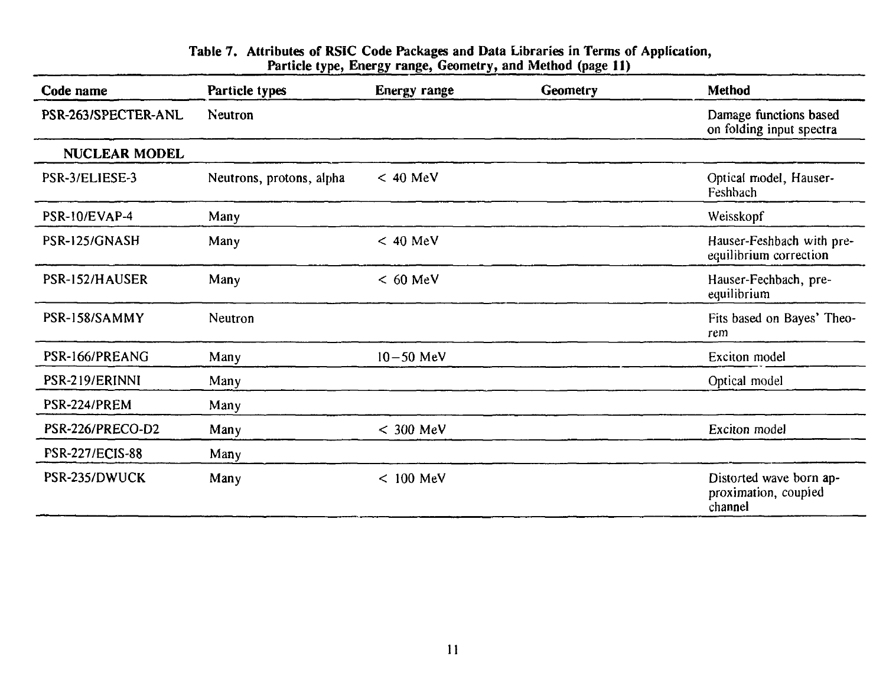**Table 7. Attributes of RSIC Code Packages and Data Libraries in Terms of Application, Particle type, Energy range, Geometry, and Method (page 11)**

| Code name | Particle types | Energy range | Geometry | Method |
|---|---|---|---|---|
| PSR-263/SPECTER-ANL | Neutron | | | Damage functions based on folding input spectra |
| **NUCLEAR MODEL** | | | | |
| PSR-3/ELIESE-3 | Neutrons, protons, alpha | < 40 MeV | | Optical model, Hauser-Feshbach |
| PSR-10/EVAP-4 | Many | | | Weisskopf |
| PSR-125/GNASH | Many | < 40 MeV | | Hauser-Feshbach with pre-equilibrium correction |
| PSR-152/HAUSER | Many | < 60 MeV | | Hauser-Fechbach, pre-equilibrium |
| PSR-158/SAMMY | Neutron | | | Fits based on Bayes' Theorem |
| PSR-166/PREANG | Many | 10−50 MeV | | Exciton model |
| PSR-219/ERINNI | Many | | | Optical model |
| PSR-224/PREM | Many | | | |
| PSR-226/PRECO-D2 | Many | < 300 MeV | | Exciton model |
| PSR-227/ECIS-88 | Many | | | |
| PSR-235/DWUCK | Many | < 100 MeV | | Distorted wave born approximation, coupied channel |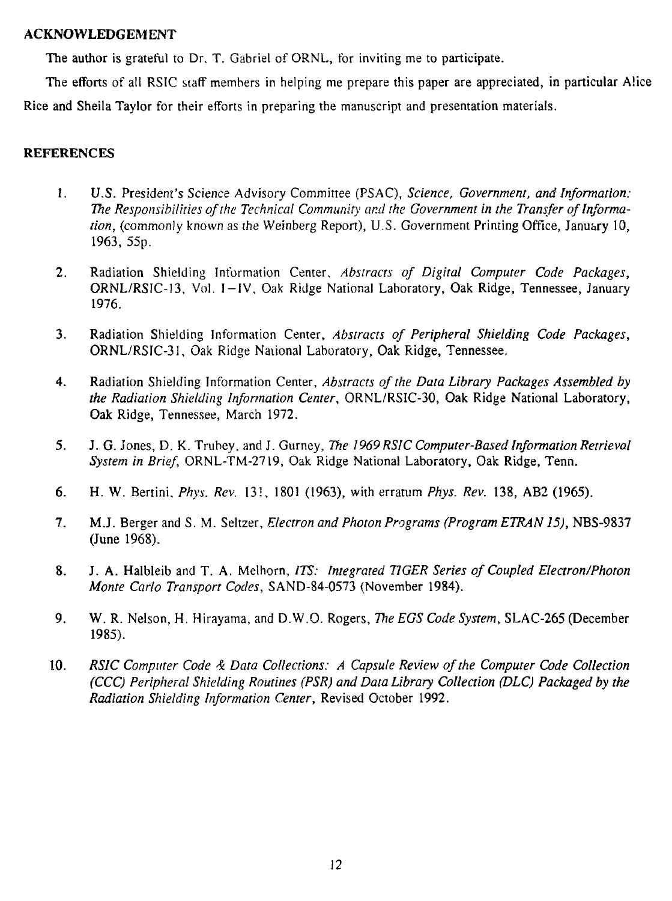## ACKNOWLEDGEMENT

The author is grateful to Dr. T. Gabriel of ORNL, for inviting me to participate.

The efforts of all RSIC staff members in helping me prepare this paper are appreciated, in particular Alice Rice and Sheila Taylor for their efforts in preparing the manuscript and presentation materials.

## REFERENCES

1. U.S. President's Science Advisory Committee (PSAC), *Science, Government, and Information: The Responsibilities of the Technical Community and the Government in the Transfer of Information*, (commonly known as the Weinberg Report), U.S. Government Printing Office, January 10, 1963, 55p.

2. Radiation Shielding Information Center, *Abstracts of Digital Computer Code Packages*, ORNL/RSIC-13, Vol. I–IV, Oak Ridge National Laboratory, Oak Ridge, Tennessee, January 1976.

3. Radiation Shielding Information Center, *Abstracts of Peripheral Shielding Code Packages*, ORNL/RSIC-31, Oak Ridge National Laboratory, Oak Ridge, Tennessee.

4. Radiation Shielding Information Center, *Abstracts of the Data Library Packages Assembled by the Radiation Shielding Information Center*, ORNL/RSIC-30, Oak Ridge National Laboratory, Oak Ridge, Tennessee, March 1972.

5. J. G. Jones, D. K. Trubey, and J. Gurney, *The 1969 RSIC Computer-Based Information Retrieval System in Brief*, ORNL-TM-2719, Oak Ridge National Laboratory, Oak Ridge, Tenn.

6. H. W. Bertini, *Phys. Rev.* 131, 1801 (1963), with erratum *Phys. Rev.* 138, AB2 (1965).

7. M.J. Berger and S. M. Seltzer, *Electron and Photon Programs (Program ETRAN 15)*, NBS-9837 (June 1968).

8. J. A. Halbleib and T. A. Melhorn, *ITS: Integrated TIGER Series of Coupled Electron/Photon Monte Carlo Transport Codes*, SAND-84-0573 (November 1984).

9. W. R. Nelson, H. Hirayama, and D.W.O. Rogers, *The EGS Code System*, SLAC-265 (December 1985).

10. *RSIC Computer Code & Data Collections: A Capsule Review of the Computer Code Collection (CCC) Peripheral Shielding Routines (PSR) and Data Library Collection (DLC) Packaged by the Radiation Shielding Information Center*, Revised October 1992.